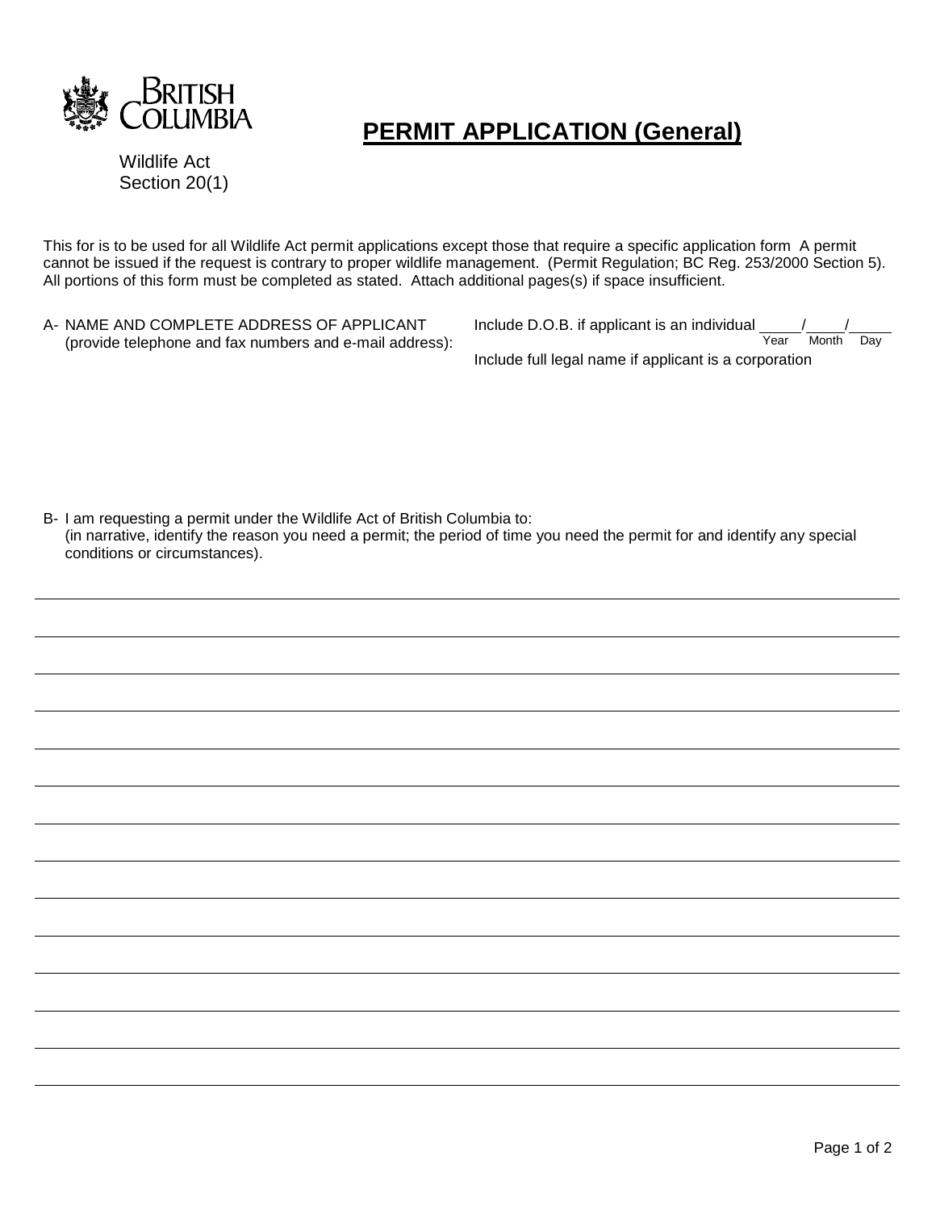BRITISH COLUMBIA

Wildlife Act
Section 20(1)

# PERMIT APPLICATION (General)

This for is to be used for all Wildlife Act permit applications except those that require a specific application form A permit cannot be issued if the request is contrary to proper wildlife management. (Permit Regulation; BC Reg. 253/2000 Section 5). All portions of this form must be completed as stated. Attach additional pages(s) if space insufficient.

A- NAME AND COMPLETE ADDRESS OF APPLICANT (provide telephone and fax numbers and e-mail address):

Include D.O.B. if applicant is an individual _____/_____/_____
Year Month Day

Include full legal name if applicant is a corporation

B- I am requesting a permit under the Wildlife Act of British Columbia to:
(in narrative, identify the reason you need a permit; the period of time you need the permit for and identify any special conditions or circumstances).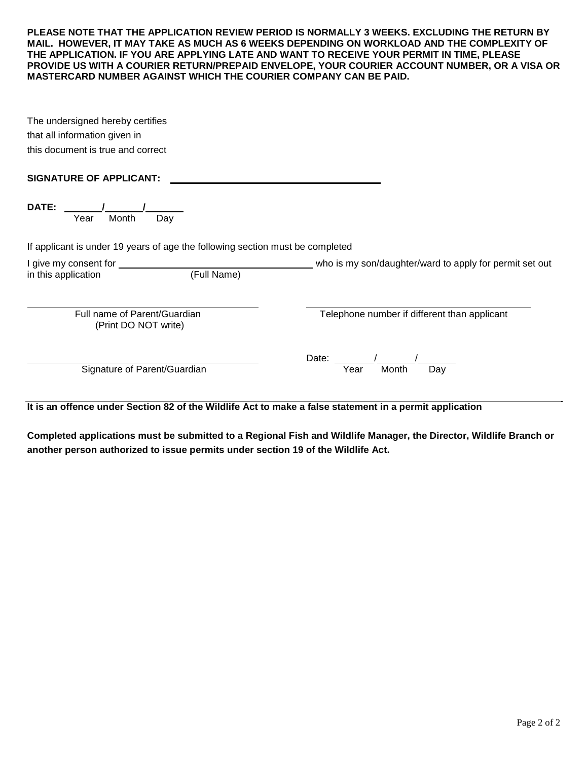**PLEASE NOTE THAT THE APPLICATION REVIEW PERIOD IS NORMALLY 3 WEEKS. EXCLUDING THE RETURN BY MAIL. HOWEVER, IT MAY TAKE AS MUCH AS 6 WEEKS DEPENDING ON WORKLOAD AND THE COMPLEXITY OF THE APPLICATION. IF YOU ARE APPLYING LATE AND WANT TO RECEIVE YOUR PERMIT IN TIME, PLEASE PROVIDE US WITH A COURIER RETURN/PREPAID ENVELOPE, YOUR COURIER ACCOUNT NUMBER, OR A VISA OR MASTERCARD NUMBER AGAINST WHICH THE COURIER COMPANY CAN BE PAID.**

The undersigned hereby certifies
that all information given in
this document is true and correct

**SIGNATURE OF APPLICANT:** ______________________________

**DATE:** _______/_______/_______
Year Month Day

If applicant is under 19 years of age the following section must be completed

I give my consent for ______________________________ who is my son/daughter/ward to apply for permit set out in this application (Full Name)

______________________________
Full name of Parent/Guardian
(Print DO NOT write)

______________________________
Telephone number if different than applicant

______________________________
Signature of Parent/Guardian

Date: _______/_______/_______
Year Month Day

**It is an offence under Section 82 of the Wildlife Act to make a false statement in a permit application**

**Completed applications must be submitted to a Regional Fish and Wildlife Manager, the Director, Wildlife Branch or another person authorized to issue permits under section 19 of the Wildlife Act.**